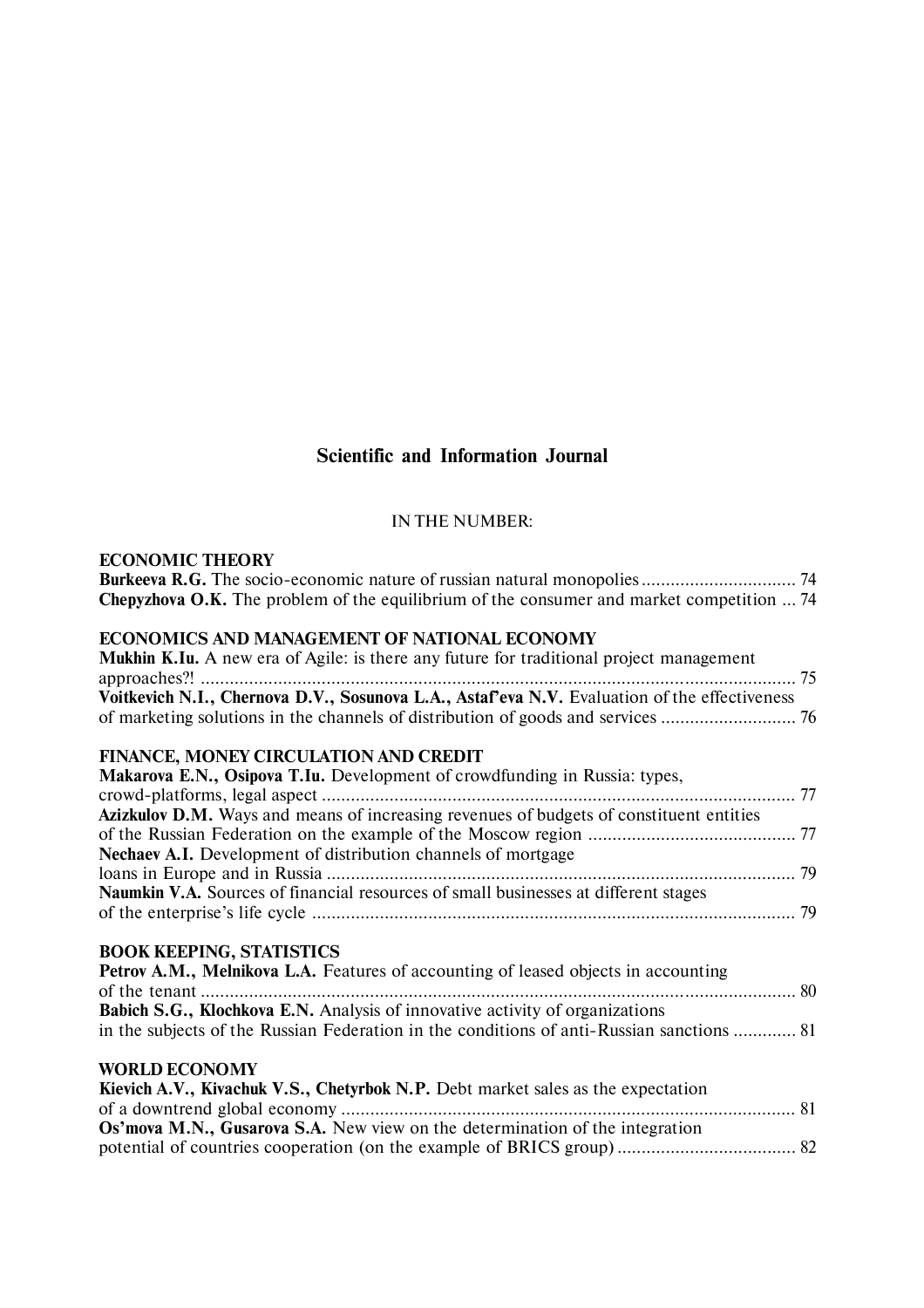## Scientific and Information Journal

IN THE NUMBER:

**ECONOMIC THEORY**

**Burkeeva R.G.** The socio-economic nature of russian natural monopolies ................................ 74
**Chepyzhova O.K.** The problem of the equilibrium of the consumer and market competition ... 74

**ECONOMICS AND MANAGEMENT OF NATIONAL ECONOMY**

**Mukhin K.Iu.** A new era of Agile: is there any future for traditional project management approaches?! ........................................................................................................... 75
**Voitkevich N.I., Chernova D.V., Sosunova L.A., Astaf'eva N.V.** Evaluation of the effectiveness of marketing solutions in the channels of distribution of goods and services ............................ 76

**FINANCE, MONEY CIRCULATION AND CREDIT**

**Makarova E.N., Osipova T.Iu.** Development of crowdfunding in Russia: types, crowd-platforms, legal aspect .................................................................................................. 77
**Azizkulov D.M.** Ways and means of increasing revenues of budgets of constituent entities of the Russian Federation on the example of the Moscow region ........................................... 77
**Nechaev A.I.** Development of distribution channels of mortgage loans in Europe and in Russia ................................................................................................. 79
**Naumkin V.A.** Sources of financial resources of small businesses at different stages of the enterprise's life cycle .................................................................................................... 79

**BOOK KEEPING, STATISTICS**

**Petrov A.M., Melnikova L.A.** Features of accounting of leased objects in accounting of the tenant ........................................................................................................................... 80
**Babich S.G., Klochkova E.N.** Analysis of innovative activity of organizations in the subjects of the Russian Federation in the conditions of anti-Russian sanctions ............. 81

**WORLD ECONOMY**

**Kievich A.V., Kivachuk V.S., Chetyrbok N.P.** Debt market sales as the expectation of a downtrend global economy .............................................................................................. 81
**Os'mova M.N., Gusarova S.A.** New view on the determination of the integration potential of countries cooperation (on the example of BRICS group) ..................................... 82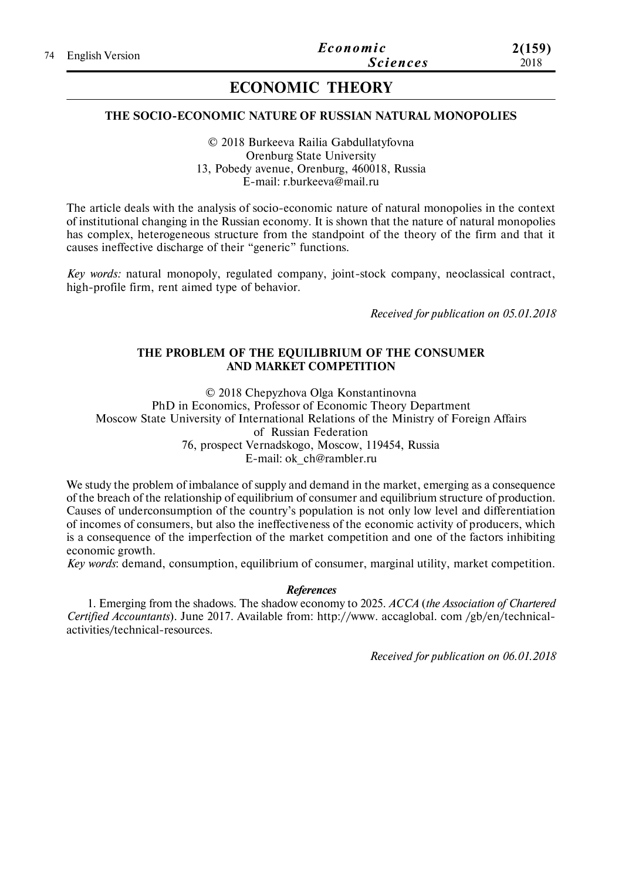# ECONOMIC THEORY

## THE SOCIO-ECONOMIC NATURE OF RUSSIAN NATURAL MONOPOLIES

© 2018 Burkeeva Railia Gabdullatyfovna
Orenburg State University
13, Pobedy avenue, Orenburg, 460018, Russia
E-mail: r.burkeeva@mail.ru

The article deals with the analysis of socio-economic nature of natural monopolies in the context of institutional changing in the Russian economy. It is shown that the nature of natural monopolies has complex, heterogeneous structure from the standpoint of the theory of the firm and that it causes ineffective discharge of their "generic" functions.

*Key words:* natural monopoly, regulated company, joint-stock company, neoclassical contract, high-profile firm, rent aimed type of behavior.

*Received for publication on 05.01.2018*

## THE PROBLEM OF THE EQUILIBRIUM OF THE CONSUMER AND MARKET COMPETITION

© 2018 Chepyzhova Olga Konstantinovna
PhD in Economics, Professor of Economic Theory Department
Moscow State University of International Relations of the Ministry of Foreign Affairs of Russian Federation
76, prospect Vernadskogo, Moscow, 119454, Russia
E-mail: ok_ch@rambler.ru

We study the problem of imbalance of supply and demand in the market, emerging as a consequence of the breach of the relationship of equilibrium of consumer and equilibrium structure of production. Causes of underconsumption of the country's population is not only low level and differentiation of incomes of consumers, but also the ineffectiveness of the economic activity of producers, which is a consequence of the imperfection of the market competition and one of the factors inhibiting economic growth.

*Key words*: demand, consumption, equilibrium of consumer, marginal utility, market competition.

***References***

1. Emerging from the shadows. The shadow economy to 2025. *ACCA* (*the Association of Chartered Certified Accountants*). June 2017. Available from: http://www. accaglobal. com /gb/en/technical-activities/technical-resources.

*Received for publication on 06.01.2018*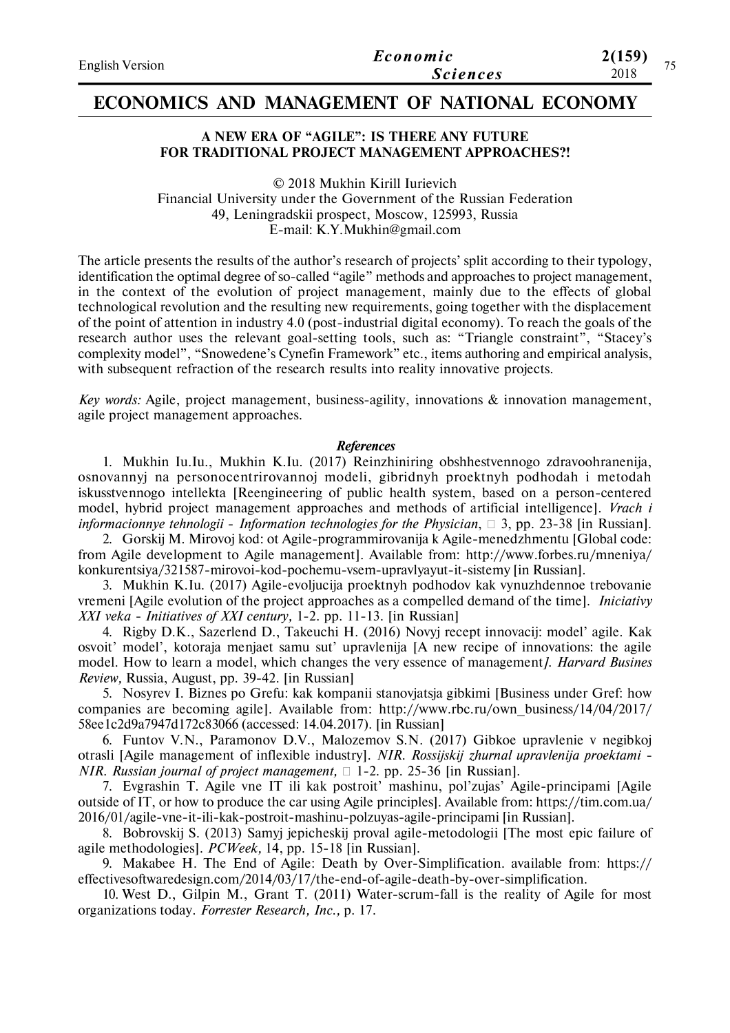## ECONOMICS AND MANAGEMENT OF NATIONAL ECONOMY

### A NEW ERA OF "AGILE": IS THERE ANY FUTURE FOR TRADITIONAL PROJECT MANAGEMENT APPROACHES?!

© 2018 Mukhin Kirill Iurievich
Financial University under the Government of the Russian Federation
49, Leningradskii prospect, Moscow, 125993, Russia
E-mail: K.Y.Mukhin@gmail.com

The article presents the results of the author's research of projects' split according to their typology, identification the optimal degree of so-called "agile" methods and approaches to project management, in the context of the evolution of project management, mainly due to the effects of global technological revolution and the resulting new requirements, going together with the displacement of the point of attention in industry 4.0 (post-industrial digital economy). To reach the goals of the research author uses the relevant goal-setting tools, such as: "Triangle constraint", "Stacey's complexity model", "Snowedene's Cynefin Framework" etc., items authoring and empirical analysis, with subsequent refraction of the research results into reality innovative projects.

*Key words:* Agile, project management, business-agility, innovations & innovation management, agile project management approaches.

#### *References*

1. Mukhin Iu.Iu., Mukhin K.Iu. (2017) Reinzhiniring obshhestvennogo zdravoohranenija, osnovannyj na personocentrirovannoj modeli, gibridnyh proektnyh podhodah i metodah iskusstvennogo intellekta [Reengineering of public health system, based on a person-centered model, hybrid project management approaches and methods of artificial intelligence]. *Vrach i informacionnye tehnologii - Information technologies for the Physician*, № 3, pp. 23-38 [in Russian].
2. Gorskij M. Mirovoj kod: ot Agile-programmirovanija k Agile-menedzhmentu [Global code: from Agile development to Agile management]. Available from: http://www.forbes.ru/mneniya/konkurentsiya/321587-mirovoi-kod-pochemu-vsem-upravlyayut-it-sistemy [in Russian].
3. Mukhin K.Iu. (2017) Agile-evoljucija proektnyh podhodov kak vynuzhdennoe trebovanie vremeni [Agile evolution of the project approaches as a compelled demand of the time]. *Iniciativy XXI veka - Initiatives of XXI century,* 1-2. pp. 11-13. [in Russian]
4. Rigby D.K., Sazerlend D., Takeuchi H. (2016) Novyj recept innovacij: model' agile. Kak osvoit' model', kotoraja menjaet samu sut' upravlenija [A new recipe of innovations: the agile model. How to learn a model, which changes the very essence of management*]. Harvard Busines Review,* Russia, August, pp. 39-42. [in Russian]
5. Nosyrev I. Biznes po Grefu: kak kompanii stanovjatsja gibkimi [Business under Gref: how companies are becoming agile]. Available from: http://www.rbc.ru/own_business/14/04/2017/58ee1c2d9a7947d172c83066 (accessed: 14.04.2017). [in Russian]
6. Funtov V.N., Paramonov D.V., Malozemov S.N. (2017) Gibkoe upravlenie v negibkoj otrasli [Agile management of inflexible industry]. *NIR. Rossijskij zhurnal upravlenija proektami - NIR. Russian journal of project management,* № 1-2. pp. 25-36 [in Russian].
7. Evgrashin T. Agile vne IT ili kak postroit' mashinu, pol'zujas' Agile-principami [Agile outside of IT, or how to produce the car using Agile principles]. Available from: https://tim.com.ua/2016/01/agile-vne-it-ili-kak-postroit-mashinu-polzuyas-agile-principami [in Russian].
8. Bobrovskij S. (2013) Samyj jepicheskij proval agile-metodologii [The most epic failure of agile methodologies]. *PCWeek,* 14, pp. 15-18 [in Russian].
9. Makabee H. The End of Agile: Death by Over-Simplification. available from: https://effectivesoftwaredesign.com/2014/03/17/the-end-of-agile-death-by-over-simplification.
10. West D., Gilpin M., Grant T. (2011) Water-scrum-fall is the reality of Agile for most organizations today. *Forrester Research, Inc.,* p. 17.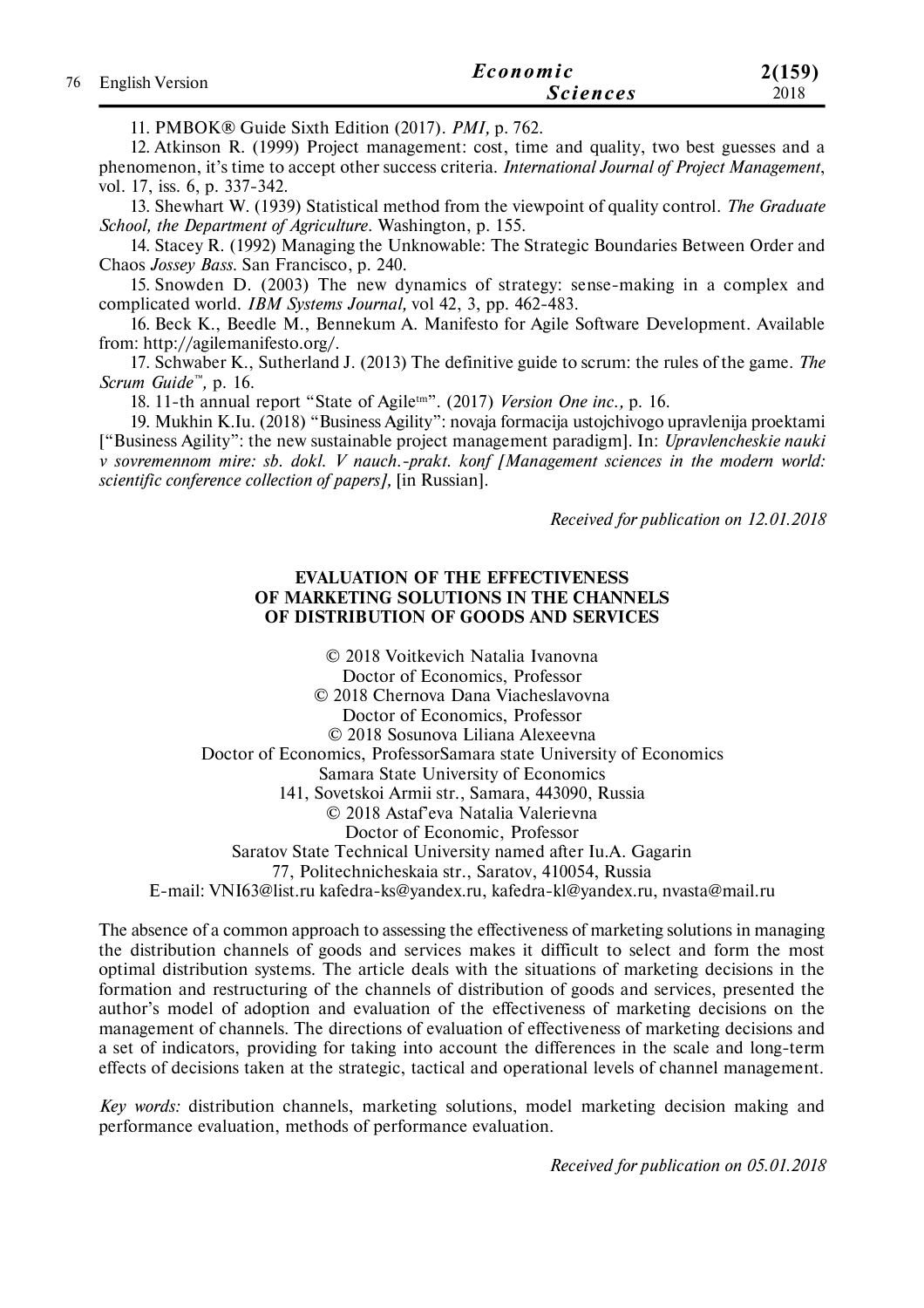11. PMBOK® Guide Sixth Edition (2017). *PMI,* p. 762.

12. Atkinson R. (1999) Project management: cost, time and quality, two best guesses and a phenomenon, it's time to accept other success criteria. *International Journal of Project Management*, vol. 17, iss. 6, p. 337-342.

13. Shewhart W. (1939) Statistical method from the viewpoint of quality control. *The Graduate School, the Department of Agriculture*. Washington, p. 155.

14. Stacey R. (1992) Managing the Unknowable: The Strategic Boundaries Between Order and Chaos *Jossey Bass*. San Francisco, p. 240.

15. Snowden D. (2003) The new dynamics of strategy: sense-making in a complex and complicated world. *IBM Systems Journal,* vol 42, 3, pp. 462-483.

16. Beck K., Beedle M., Bennekum A. Manifesto for Agile Software Development. Available from: http://agilemanifesto.org/.

17. Schwaber K., Sutherland J. (2013) The definitive guide to scrum: the rules of the game. *The Scrum Guide™,* p. 16.

18. 11-th annual report "State of Agile™". (2017) *Version One inc.,* p. 16.

19. Mukhin K.Iu. (2018) "Business Agility": novaja formacija ustojchivogo upravlenija proektami ["Business Agility": the new sustainable project management paradigm]. In: *Upravlencheskie nauki v sovremennom mire: sb. dokl. V nauch.-prakt. konf [Management sciences in the modern world: scientific conference collection of papers],* [in Russian].

*Received for publication on 12.01.2018*

## EVALUATION OF THE EFFECTIVENESS OF MARKETING SOLUTIONS IN THE CHANNELS OF DISTRIBUTION OF GOODS AND SERVICES

© 2018 Voitkevich Natalia Ivanovna
Doctor of Economics, Professor
© 2018 Chernova Dana Viacheslavovna
Doctor of Economics, Professor
© 2018 Sosunova Liliana Alexeevna
Doctor of Economics, ProfessorSamara state University of Economics
Samara State University of Economics
141, Sovetskoi Armii str., Samara, 443090, Russia
© 2018 Astaf'eva Natalia Valerievna
Doctor of Economic, Professor
Saratov State Technical University named after Iu.A. Gagarin
77, Politechnicheskaia str., Saratov, 410054, Russia
E-mail: VNI63@list.ru kafedra-ks@yandex.ru, kafedra-kl@yandex.ru, nvasta@mail.ru

The absence of a common approach to assessing the effectiveness of marketing solutions in managing the distribution channels of goods and services makes it difficult to select and form the most optimal distribution systems. The article deals with the situations of marketing decisions in the formation and restructuring of the channels of distribution of goods and services, presented the author's model of adoption and evaluation of the effectiveness of marketing decisions on the management of channels. The directions of evaluation of effectiveness of marketing decisions and a set of indicators, providing for taking into account the differences in the scale and long-term effects of decisions taken at the strategic, tactical and operational levels of channel management.

*Key words:* distribution channels, marketing solutions, model marketing decision making and performance evaluation, methods of performance evaluation.

*Received for publication on 05.01.2018*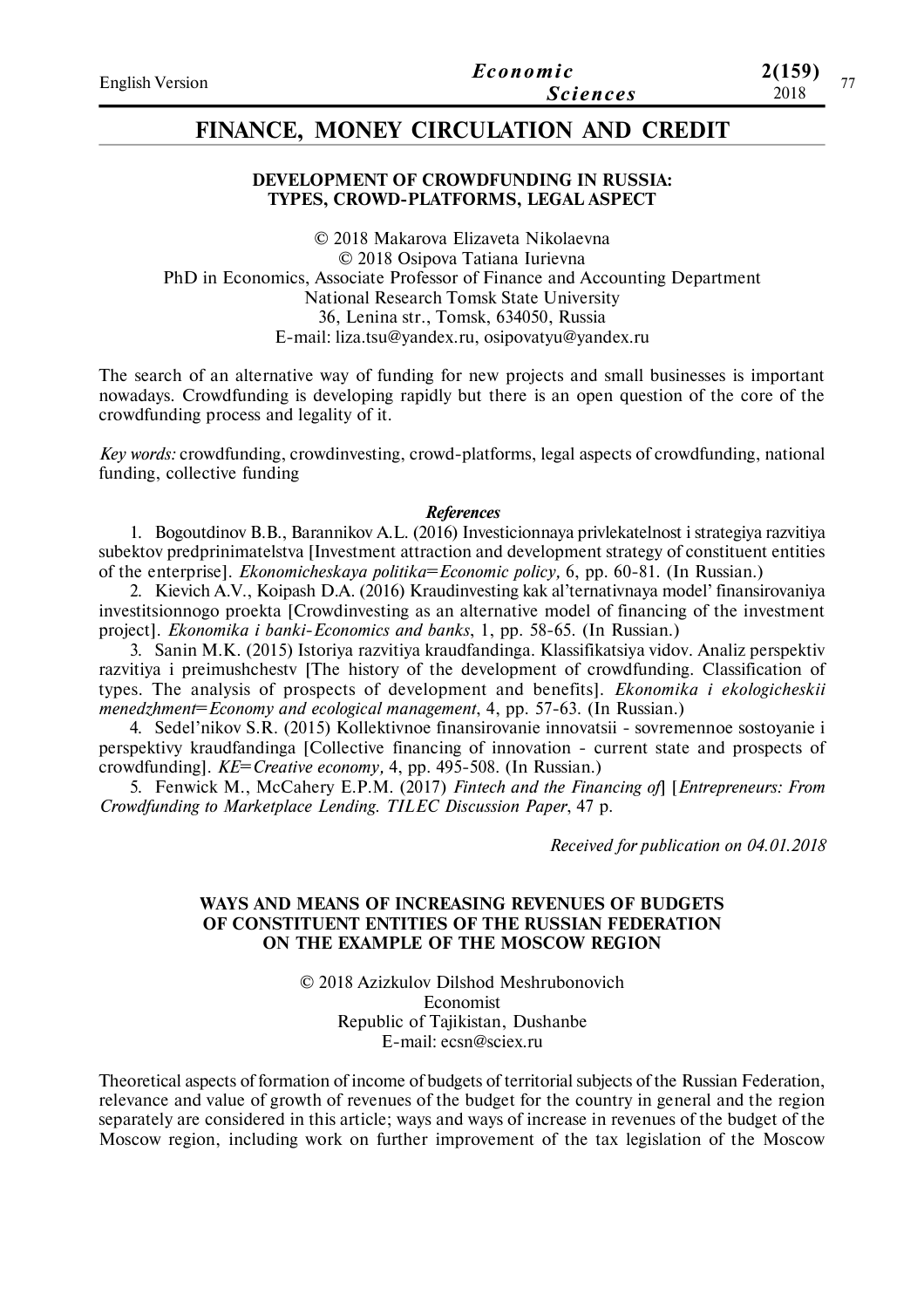# FINANCE, MONEY CIRCULATION AND CREDIT

## DEVELOPMENT OF CROWDFUNDING IN RUSSIA: TYPES, CROWD-PLATFORMS, LEGAL ASPECT

© 2018 Makarova Elizaveta Nikolaevna
© 2018 Osipova Tatiana Iurievna
PhD in Economics, Associate Professor of Finance and Accounting Department
National Research Tomsk State University
36, Lenina str., Tomsk, 634050, Russia
E-mail: liza.tsu@yandex.ru, osipovatyu@yandex.ru

The search of an alternative way of funding for new projects and small businesses is important nowadays. Crowdfunding is developing rapidly but there is an open question of the core of the crowdfunding process and legality of it.

*Key words:* crowdfunding, crowdinvesting, crowd-platforms, legal aspects of crowdfunding, national funding, collective funding

***References***

1. Bogoutdinov B.B., Barannikov A.L. (2016) Investicionnaya privlekatelnost i strategiya razvitiya subektov predprinimatelstva [Investment attraction and development strategy of constituent entities of the enterprise]. *Ekonomicheskaya politika=Economic policy,* 6, pp. 60-81. (In Russian.)
2. Kievich A.V., Koipash D.A. (2016) Kraudinvesting kak al'ternativnaya model' finansirovaniya investitsionnogo proekta [Crowdinvesting as an alternative model of financing of the investment project]. *Ekonomika i banki-Economics and banks*, 1, pp. 58-65. (In Russian.)
3. Sanin M.K. (2015) Istoriya razvitiya kraudfandinga. Klassifikatsiya vidov. Analiz perspektiv razvitiya i preimushchestv [The history of the development of crowdfunding. Classification of types. The analysis of prospects of development and benefits]. *Ekonomika i ekologicheskii menedzhment=Economy and ecological management*, 4, pp. 57-63. (In Russian.)
4. Sedel'nikov S.R. (2015) Kollektivnoe finansirovanie innovatsii - sovremennoe sostoyanie i perspektivy kraudfandinga [Collective financing of innovation - current state and prospects of crowdfunding]. *KE=Creative economy,* 4, pp. 495-508. (In Russian.)
5. Fenwick M., McCahery E.P.M. (2017) *Fintech and the Financing of*] [*Entrepreneurs: From Crowdfunding to Marketplace Lending. TILEC Discussion Paper*, 47 p.

*Received for publication on 04.01.2018*

## WAYS AND MEANS OF INCREASING REVENUES OF BUDGETS OF CONSTITUENT ENTITIES OF THE RUSSIAN FEDERATION ON THE EXAMPLE OF THE MOSCOW REGION

© 2018 Azizkulov Dilshod Meshrubonovich
Economist
Republic of Tajikistan, Dushanbe
E-mail: ecsn@sciex.ru

Theoretical aspects of formation of income of budgets of territorial subjects of the Russian Federation, relevance and value of growth of revenues of the budget for the country in general and the region separately are considered in this article; ways and ways of increase in revenues of the budget of the Moscow region, including work on further improvement of the tax legislation of the Moscow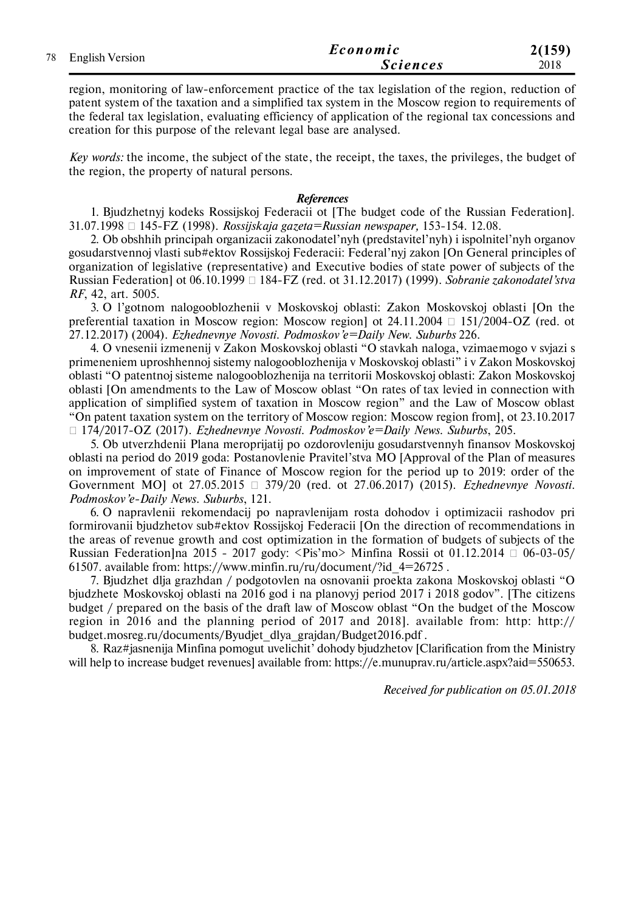region, monitoring of law-enforcement practice of the tax legislation of the region, reduction of patent system of the taxation and a simplified tax system in the Moscow region to requirements of the federal tax legislation, evaluating efficiency of application of the regional tax concessions and creation for this purpose of the relevant legal base are analysed.

*Key words:* the income, the subject of the state, the receipt, the taxes, the privileges, the budget of the region, the property of natural persons.

### *References*

1. Bjudzhetnyj kodeks Rossijskoj Federacii ot [The budget code of the Russian Federation]. 31.07.1998 □ 145-FZ (1998). *Rossijskaja gazeta=Russian newspaper,* 153-154. 12.08.

2. Ob obshhih principah organizacii zakonodatel'nyh (predstavitel'nyh) i ispolnitel'nyh organov gosudarstvennoj vlasti sub#ektov Rossijskoj Federacii: Federal'nyj zakon [On General principles of organization of legislative (representative) and Executive bodies of state power of subjects of the Russian Federation] ot 06.10.1999 □ 184-FZ (red. ot 31.12.2017) (1999). *Sobranie zakonodatel'stva RF*, 42, art. 5005.

3. O l'gotnom nalogooblozhenii v Moskovskoj oblasti: Zakon Moskovskoj oblasti [On the preferential taxation in Moscow region: Moscow region] ot 24.11.2004 □ 151/2004-OZ (red. ot 27.12.2017) (2004). *Ezhednevnye Novosti. Podmoskov'e=Daily New. Suburbs* 226.

4. O vnesenii izmenenij v Zakon Moskovskoj oblasti "O stavkah naloga, vzimaemogo v svjazi s primeneniem uproshhennoj sistemy nalogooblozhenija v Moskovskoj oblasti" i v Zakon Moskovskoj oblasti "O patentnoj sisteme nalogooblozhenija na territorii Moskovskoj oblasti: Zakon Moskovskoj oblasti [On amendments to the Law of Moscow oblast "On rates of tax levied in connection with application of simplified system of taxation in Moscow region" and the Law of Moscow oblast "On patent taxation system on the territory of Moscow region: Moscow region from], ot 23.10.2017 □ 174/2017-OZ (2017). *Ezhednevnye Novosti. Podmoskov'e=Daily News. Suburbs*, 205.

5. Ob utverzhdenii Plana meroprijatij po ozdorovleniju gosudarstvennyh finansov Moskovskoj oblasti na period do 2019 goda: Postanovlenie Pravitel'stva MO [Approval of the Plan of measures on improvement of state of Finance of Moscow region for the period up to 2019: order of the Government MO] ot 27.05.2015 □ 379/20 (red. ot 27.06.2017) (2015). *Ezhednevnye Novosti. Podmoskov'e-Daily News. Suburbs*, 121.

6. O napravlenii rekomendacij po napravlenijam rosta dohodov i optimizacii rashodov pri formirovanii bjudzhetov sub#ektov Rossijskoj Federacii [On the direction of recommendations in the areas of revenue growth and cost optimization in the formation of budgets of subjects of the Russian Federation]na 2015 - 2017 gody: <Pis'mo> Minfina Rossii ot 01.12.2014 □ 06-03-05/61507. available from: https://www.minfin.ru/ru/document/?id_4=26725 .

7. Bjudzhet dlja grazhdan / podgotovlen na osnovanii proekta zakona Moskovskoj oblasti "O bjudzhete Moskovskoj oblasti na 2016 god i na planovyj period 2017 i 2018 godov". [The citizens budget / prepared on the basis of the draft law of Moscow oblast "On the budget of the Moscow region in 2016 and the planning period of 2017 and 2018]. available from: http: http://budget.mosreg.ru/documents/Byudjet_dlya_grajdan/Budget2016.pdf .

8. Raz#jasnenija Minfina pomogut uvelichit' dohody bjudzhetov [Clarification from the Ministry will help to increase budget revenues] available from: https://e.munuprav.ru/article.aspx?aid=550653.

*Received for publication on 05.01.2018*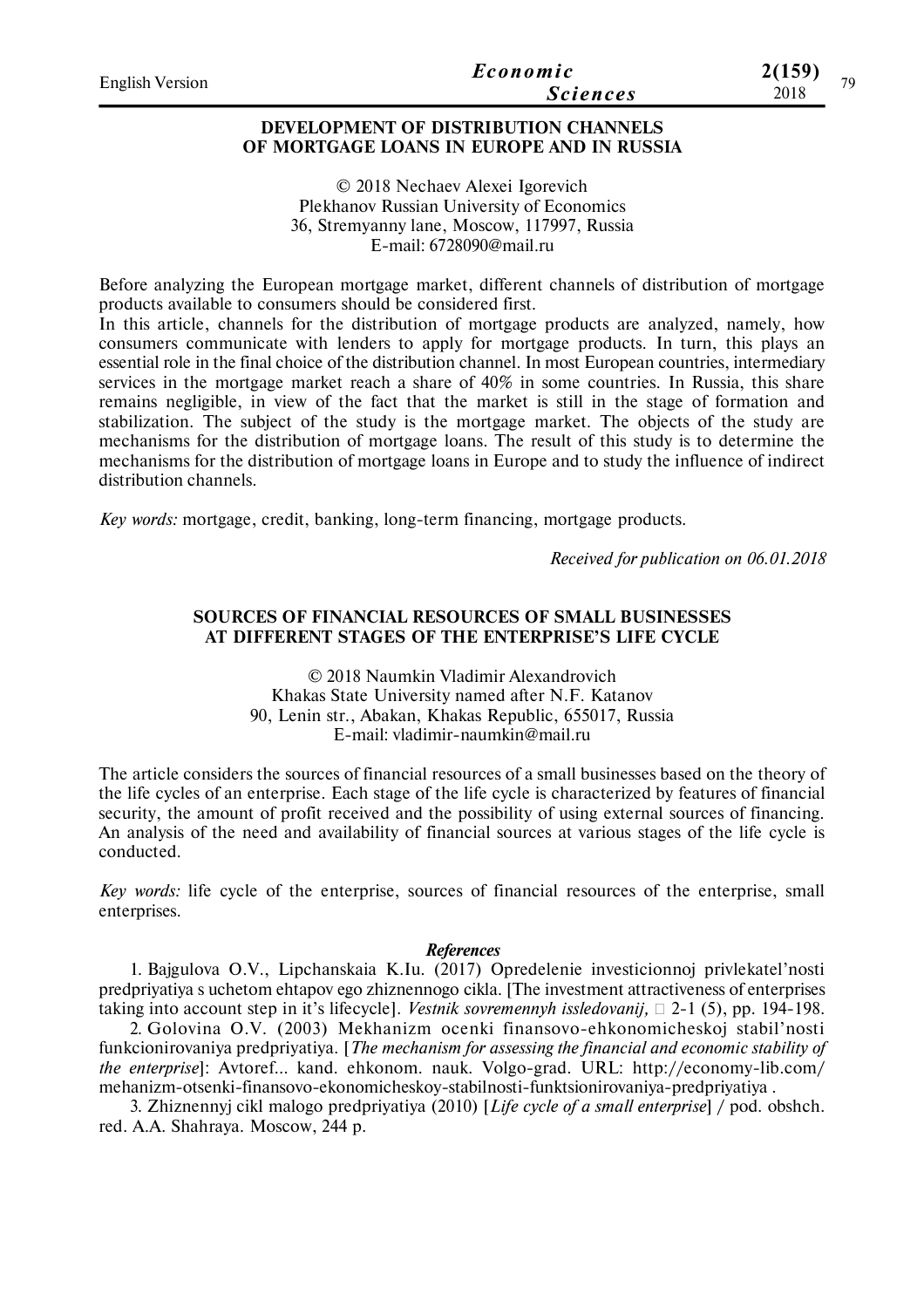## DEVELOPMENT OF DISTRIBUTION CHANNELS OF MORTGAGE LOANS IN EUROPE AND IN RUSSIA

© 2018 Nechaev Alexei Igorevich
Plekhanov Russian University of Economics
36, Stremyanny lane, Moscow, 117997, Russia
E-mail: 6728090@mail.ru

Before analyzing the European mortgage market, different channels of distribution of mortgage products available to consumers should be considered first.

In this article, channels for the distribution of mortgage products are analyzed, namely, how consumers communicate with lenders to apply for mortgage products. In turn, this plays an essential role in the final choice of the distribution channel. In most European countries, intermediary services in the mortgage market reach a share of 40% in some countries. In Russia, this share remains negligible, in view of the fact that the market is still in the stage of formation and stabilization. The subject of the study is the mortgage market. The objects of the study are mechanisms for the distribution of mortgage loans. The result of this study is to determine the mechanisms for the distribution of mortgage loans in Europe and to study the influence of indirect distribution channels.

*Key words:* mortgage, credit, banking, long-term financing, mortgage products.

*Received for publication on 06.01.2018*

## SOURCES OF FINANCIAL RESOURCES OF SMALL BUSINESSES AT DIFFERENT STAGES OF THE ENTERPRISE'S LIFE CYCLE

© 2018 Naumkin Vladimir Alexandrovich
Khakas State University named after N.F. Katanov
90, Lenin str., Abakan, Khakas Republic, 655017, Russia
E-mail: vladimir-naumkin@mail.ru

The article considers the sources of financial resources of a small businesses based on the theory of the life cycles of an enterprise. Each stage of the life cycle is characterized by features of financial security, the amount of profit received and the possibility of using external sources of financing. An analysis of the need and availability of financial sources at various stages of the life cycle is conducted.

*Key words:* life cycle of the enterprise, sources of financial resources of the enterprise, small enterprises.

### *References*

1. Bajgulova O.V., Lipchanskaia K.Iu. (2017) Opredelenie investicionnoj privlekatel'nosti predpriyatiya s uchetom ehtapov ego zhiznennogo cikla. [The investment attractiveness of enterprises taking into account step in it's lifecycle]. *Vestnik sovremennyh issledovanij,* □ 2-1 (5), pp. 194-198.
2. Golovina O.V. (2003) Mekhanizm ocenki finansovo-ehkonomicheskoj stabil'nosti funkcionirovaniya predpriyatiya. [*The mechanism for assessing the financial and economic stability of the enterprise*]: Avtoref... kand. ehkonom. nauk. Volgo-grad. URL: http://economy-lib.com/mehanizm-otsenki-finansovo-ekonomicheskoy-stabilnosti-funktsionirovaniya-predpriyatiya .
3. Zhiznennyj cikl malogo predpriyatiya (2010) [*Life cycle of a small enterprise*] / pod. obshch. red. A.A. Shahraya. Moscow, 244 p.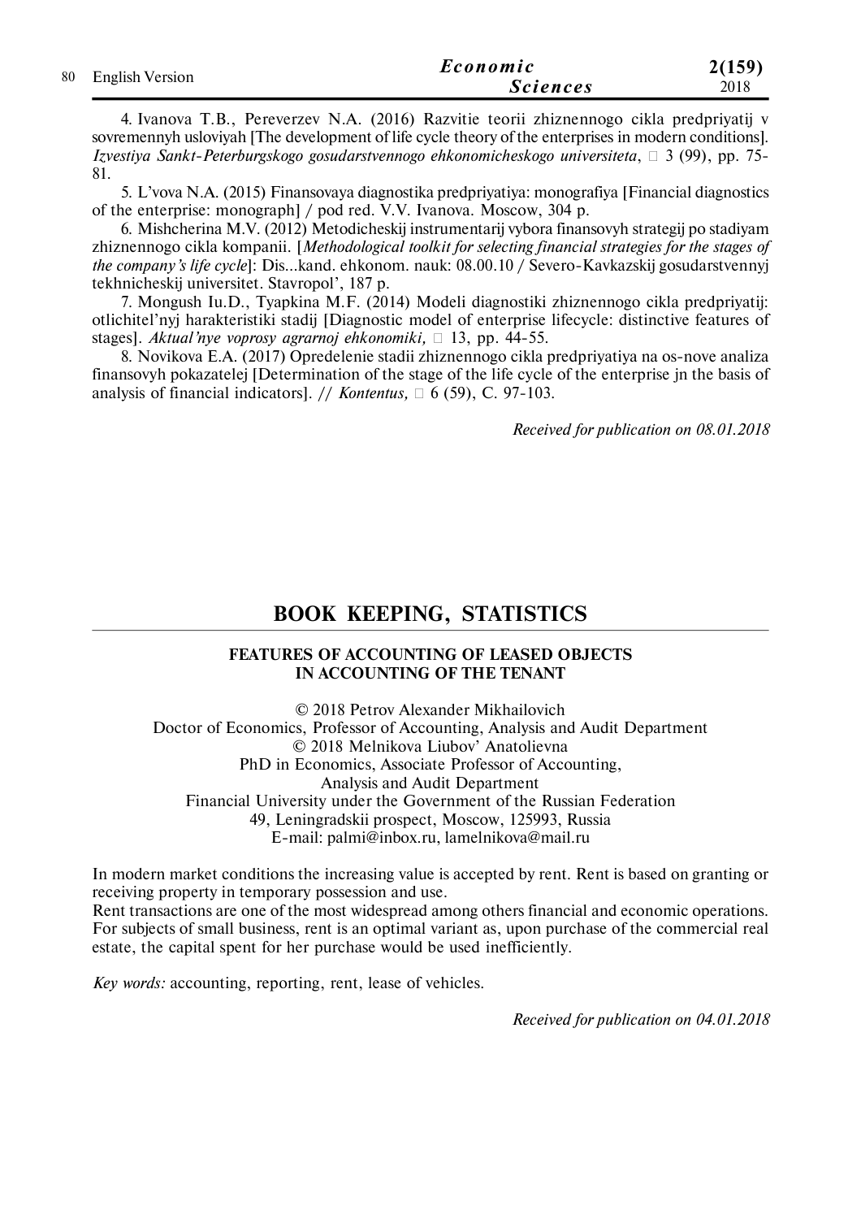4. Ivanova T.B., Pereverzev N.A. (2016) Razvitie teorii zhiznennogo cikla predpriyatij v sovremennyh usloviyah [The development of life cycle theory of the enterprises in modern conditions]. *Izvestiya Sankt-Peterburgskogo gosudarstvennogo ehkonomicheskogo universiteta*, □ 3 (99), pp. 75-81.

5. L'vova N.A. (2015) Finansovaya diagnostika predpriyatiya: monografiya [Financial diagnostics of the enterprise: monograph] / pod red. V.V. Ivanova. Moscow, 304 p.

6. Mishcherina M.V. (2012) Metodicheskij instrumentarij vybora finansovyh strategij po stadiyam zhiznennogo cikla kompanii. [*Methodological toolkit for selecting financial strategies for the stages of the company's life cycle*]: Dis...kand. ehkonom. nauk: 08.00.10 / Severo-Kavkazskij gosudarstvennyj tekhnicheskij universitet. Stavropol', 187 p.

7. Mongush Iu.D., Tyapkina M.F. (2014) Modeli diagnostiki zhiznennogo cikla predpriyatij: otlichitel'nyj harakteristiki stadij [Diagnostic model of enterprise lifecycle: distinctive features of stages]. *Aktual'nye voprosy agrarnoj ehkonomiki,* □ 13, pp. 44-55.

8. Novikova E.A. (2017) Opredelenie stadii zhiznennogo cikla predpriyatiya na os-nove analiza finansovyh pokazatelej [Determination of the stage of the life cycle of the enterprise jn the basis of analysis of financial indicators]. // *Kontentus,* □ 6 (59), C. 97-103.

*Received for publication on 08.01.2018*

# BOOK KEEPING, STATISTICS

## FEATURES OF ACCOUNTING OF LEASED OBJECTS IN ACCOUNTING OF THE TENANT

© 2018 Petrov Alexander Mikhailovich
Doctor of Economics, Professor of Accounting, Analysis and Audit Department
© 2018 Melnikova Liubov' Anatolievna
PhD in Economics, Associate Professor of Accounting, Analysis and Audit Department
Financial University under the Government of the Russian Federation
49, Leningradskii prospect, Moscow, 125993, Russia
E-mail: palmi@inbox.ru, lamelnikova@mail.ru

In modern market conditions the increasing value is accepted by rent. Rent is based on granting or receiving property in temporary possession and use.

Rent transactions are one of the most widespread among others financial and economic operations. For subjects of small business, rent is an optimal variant as, upon purchase of the commercial real estate, the capital spent for her purchase would be used inefficiently.

*Key words:* accounting, reporting, rent, lease of vehicles.

*Received for publication on 04.01.2018*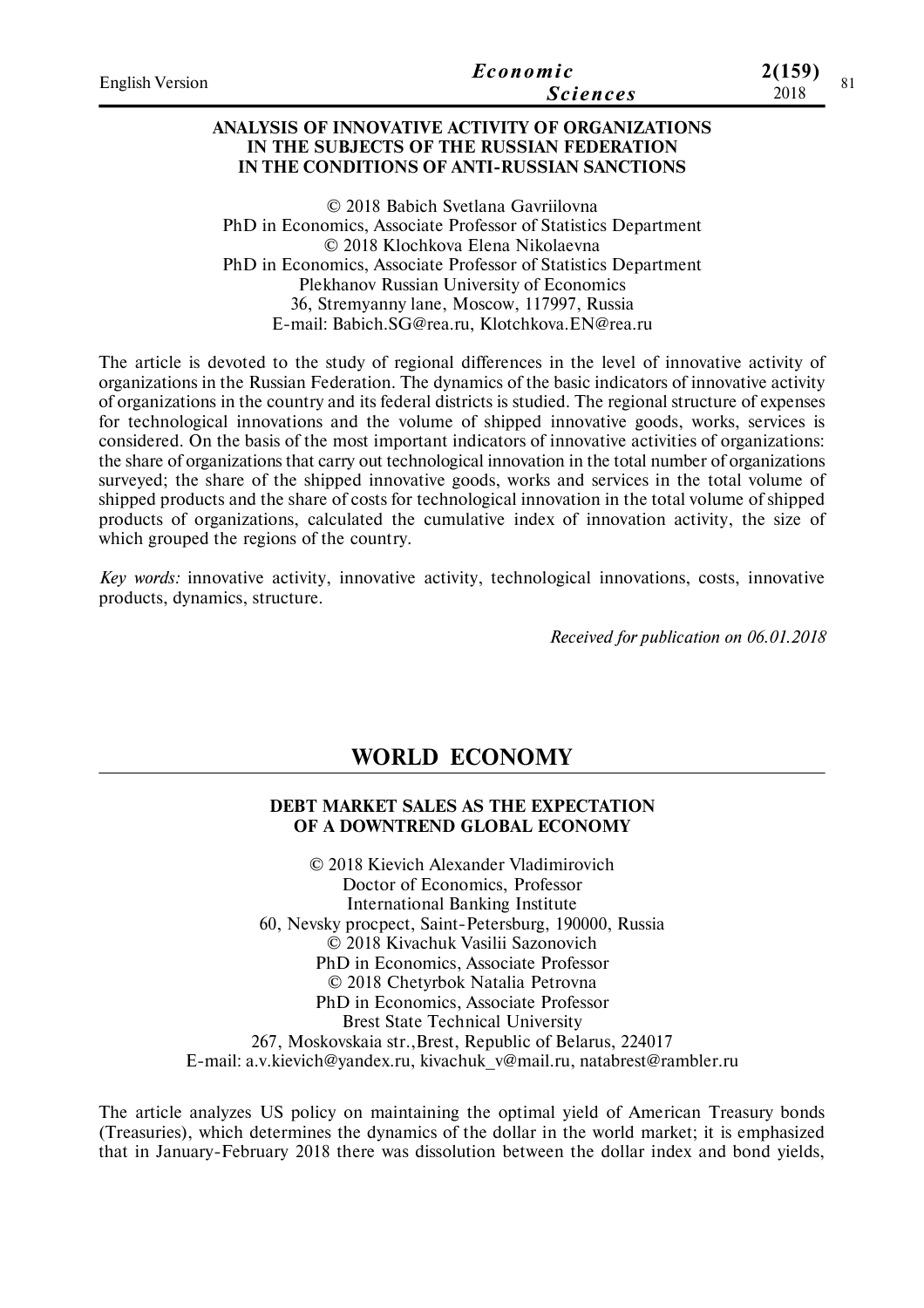### ANALYSIS OF INNOVATIVE ACTIVITY OF ORGANIZATIONS IN THE SUBJECTS OF THE RUSSIAN FEDERATION IN THE CONDITIONS OF ANTI-RUSSIAN SANCTIONS

© 2018 Babich Svetlana Gavriilovna
PhD in Economics, Associate Professor of Statistics Department
© 2018 Klochkova Elena Nikolaevna
PhD in Economics, Associate Professor of Statistics Department
Plekhanov Russian University of Economics
36, Stremyanny lane, Moscow, 117997, Russia
E-mail: Babich.SG@rea.ru, Klotchkova.EN@rea.ru

The article is devoted to the study of regional differences in the level of innovative activity of organizations in the Russian Federation. The dynamics of the basic indicators of innovative activity of organizations in the country and its federal districts is studied. The regional structure of expenses for technological innovations and the volume of shipped innovative goods, works, services is considered. On the basis of the most important indicators of innovative activities of organizations: the share of organizations that carry out technological innovation in the total number of organizations surveyed; the share of the shipped innovative goods, works and services in the total volume of shipped products and the share of costs for technological innovation in the total volume of shipped products of organizations, calculated the cumulative index of innovation activity, the size of which grouped the regions of the country.

*Key words:* innovative activity, innovative activity, technological innovations, costs, innovative products, dynamics, structure.

*Received for publication on 06.01.2018*

## WORLD ECONOMY

### DEBT MARKET SALES AS THE EXPECTATION OF A DOWNTREND GLOBAL ECONOMY

© 2018 Kievich Alexander Vladimirovich
Doctor of Economics, Professor
International Banking Institute
60, Nevsky procpect, Saint-Petersburg, 190000, Russia
© 2018 Kivachuk Vasilii Sazonovich
PhD in Economics, Associate Professor
© 2018 Chetyrbok Natalia Petrovna
PhD in Economics, Associate Professor
Brest State Technical University
267, Moskovskaia str.,Brest, Republic of Belarus, 224017
E-mail: a.v.kievich@yandex.ru, kivachuk_v@mail.ru, natabrest@rambler.ru

The article analyzes US policy on maintaining the optimal yield of American Treasury bonds (Treasuries), which determines the dynamics of the dollar in the world market; it is emphasized that in January-February 2018 there was dissolution between the dollar index and bond yields,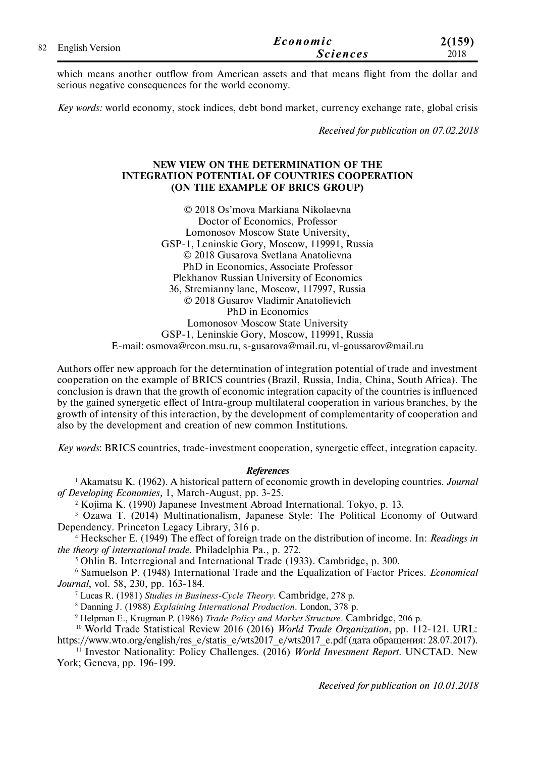which means another outflow from American assets and that means flight from the dollar and serious negative consequences for the world economy.

*Key words:* world economy, stock indices, debt bond market, currency exchange rate, global crisis

*Received for publication on 07.02.2018*

## NEW VIEW ON THE DETERMINATION OF THE INTEGRATION POTENTIAL OF COUNTRIES COOPERATION (ON THE EXAMPLE OF BRICS GROUP)

© 2018 Os'mova Markiana Nikolaevna
Doctor of Economics, Professor
Lomonosov Moscow State University,
GSP-1, Leninskie Gory, Moscow, 119991, Russia
© 2018 Gusarova Svetlana Anatolievna
PhD in Economics, Associate Professor
Plekhanov Russian University of Economics
36, Stremianny lane, Moscow, 117997, Russia
© 2018 Gusarov Vladimir Anatolievich
PhD in Economics
Lomonosov Moscow State University
GSP-1, Leninskie Gory, Moscow, 119991, Russia
E-mail: osmova@rcon.msu.ru, s-gusarova@mail.ru, vl-goussarov@mail.ru

Authors offer new approach for the determination of integration potential of trade and investment cooperation on the example of BRICS countries (Brazil, Russia, India, China, South Africa). The conclusion is drawn that the growth of economic integration capacity of the countries is influenced by the gained synergetic effect of Intra-group multilateral cooperation in various branches, by the growth of intensity of this interaction, by the development of complementarity of cooperation and also by the development and creation of new common Institutions.

*Key words*: BRICS countries, trade-investment cooperation, synergetic effect, integration capacity.

### *References*

[1] Akamatsu K. (1962). A historical pattern of economic growth in developing countries. *Journal of Developing Economies,* 1, March-August, pp. 3-25.

[2] Kojima K. (1990) Japanese Investment Abroad International. Tokyo, p. 13.

[3] Ozawa T. (2014) Multinationalism, Japanese Style: The Political Economy of Outward Dependency. Princeton Legacy Library, 316 p.

[4] Heckscher E. (1949) The effect of foreign trade on the distribution of income. In: *Readings in the theory of international trade.* Philadelphia Pa., p. 272.

[5] Ohlin B. Interregional and International Trade (1933). Cambridge, p. 300.

[6] Samuelson P. (1948) International Trade and the Equalization of Factor Prices. *Economical Journal*, vol. 58, 230, pp. 163-184.

[7] Lucas R. (1981) *Studies in Business-Cycle Theory*. Cambridge, 278 p.

[8] Danning J. (1988) *Explaining International Production*. London, 378 p.

[9] Helpman E., Krugman P. (1986) *Trade Policy and Market Structure*. Cambridge, 206 p.

[10] World Trade Statistical Review 2016 (2016) *World Trade Organization*, pp. 112-121. URL: https://www.wto.org/english/res_e/statis_e/wts2017_e/wts2017_e.pdf (дата обращения: 28.07.2017).

[11] Investor Nationality: Policy Challenges. (2016) *World Investment Report*. UNCTAD. New York; Geneva, pp. 196-199.

*Received for publication on 10.01.2018*